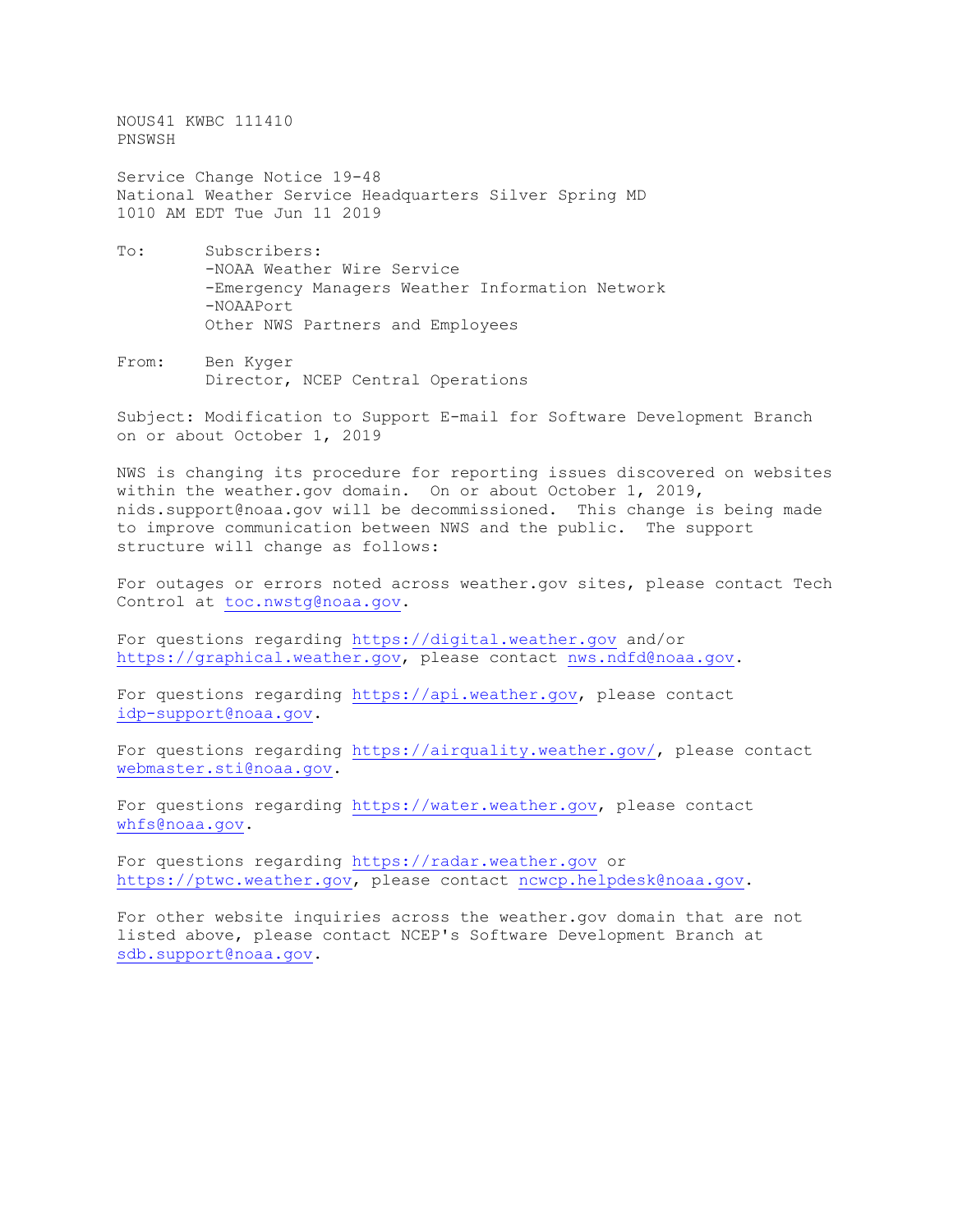NOUS41 KWBC 111410
PNSWSH

Service Change Notice 19-48
National Weather Service Headquarters Silver Spring MD
1010 AM EDT Tue Jun 11 2019

To: Subscribers:
-NOAA Weather Wire Service
-Emergency Managers Weather Information Network
-NOAAPort
Other NWS Partners and Employees

From: Ben Kyger
Director, NCEP Central Operations

Subject: Modification to Support E-mail for Software Development Branch on or about October 1, 2019

NWS is changing its procedure for reporting issues discovered on websites within the weather.gov domain. On or about October 1, 2019, nids.support@noaa.gov will be decommissioned. This change is being made to improve communication between NWS and the public. The support structure will change as follows:

For outages or errors noted across weather.gov sites, please contact Tech Control at toc.nwstg@noaa.gov.

For questions regarding https://digital.weather.gov and/or https://graphical.weather.gov, please contact nws.ndfd@noaa.gov.

For questions regarding https://api.weather.gov, please contact idp-support@noaa.gov.

For questions regarding https://airquality.weather.gov/, please contact webmaster.sti@noaa.gov.

For questions regarding https://water.weather.gov, please contact whfs@noaa.gov.

For questions regarding https://radar.weather.gov or https://ptwc.weather.gov, please contact ncwcp.helpdesk@noaa.gov.

For other website inquiries across the weather.gov domain that are not listed above, please contact NCEP's Software Development Branch at sdb.support@noaa.gov.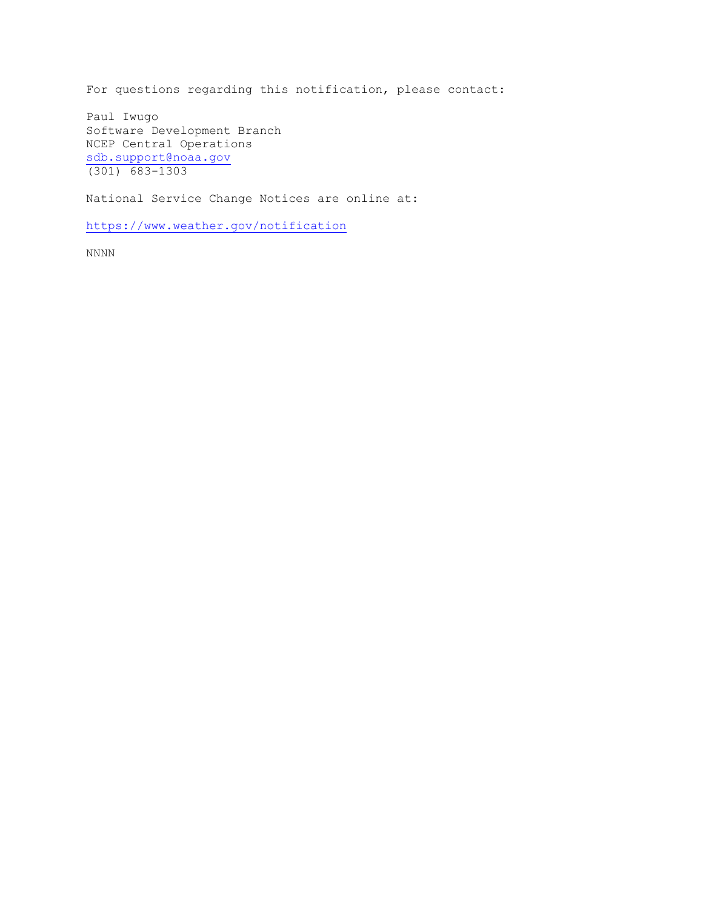For questions regarding this notification, please contact:

Paul Iwugo
Software Development Branch
NCEP Central Operations
sdb.support@noaa.gov
(301) 683-1303

National Service Change Notices are online at:

https://www.weather.gov/notification

NNNN